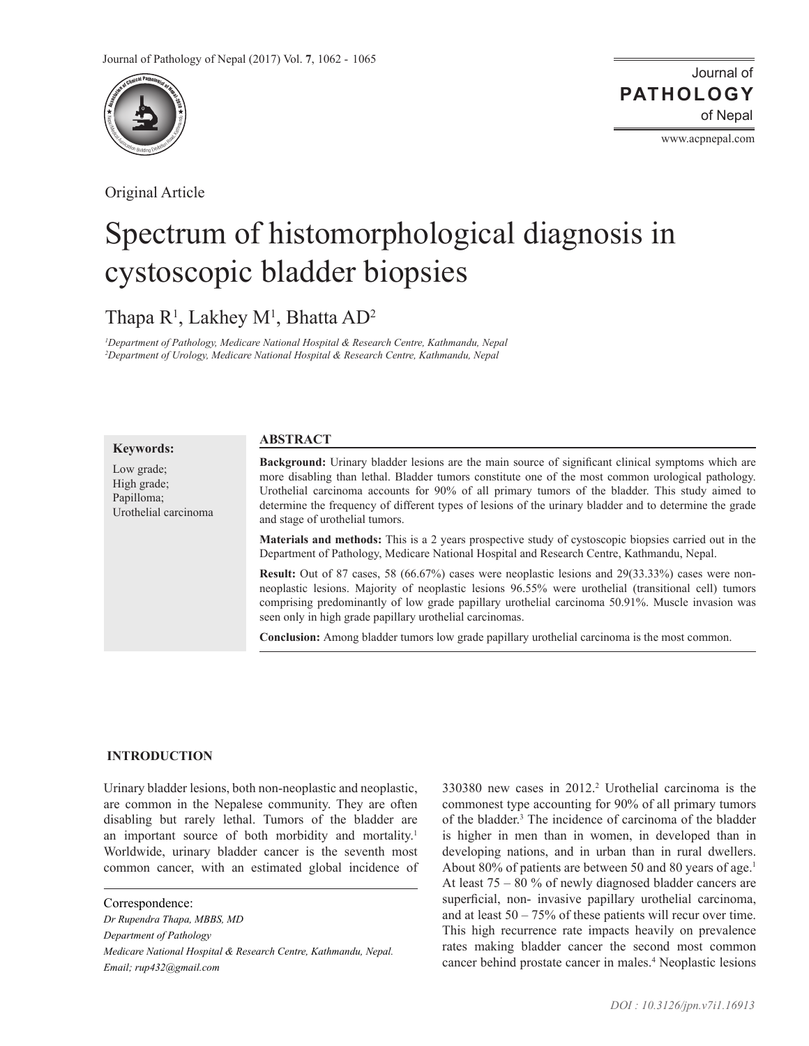Original Article

# Spectrum of histomorphological diagnosis in cystoscopic bladder biopsies

Thapa R[1], Lakhey M[1], Bhatta AD[2]

*[1]Department of Pathology, Medicare National Hospital & Research Centre, Kathmandu, Nepal*
*[2]Department of Urology, Medicare National Hospital & Research Centre, Kathmandu, Nepal*

**Keywords:**

Low grade;
High grade;
Papilloma;
Urothelial carcinoma

## ABSTRACT

**Background:** Urinary bladder lesions are the main source of significant clinical symptoms which are more disabling than lethal. Bladder tumors constitute one of the most common urological pathology. Urothelial carcinoma accounts for 90% of all primary tumors of the bladder. This study aimed to determine the frequency of different types of lesions of the urinary bladder and to determine the grade and stage of urothelial tumors.

**Materials and methods:** This is a 2 years prospective study of cystoscopic biopsies carried out in the Department of Pathology, Medicare National Hospital and Research Centre, Kathmandu, Nepal.

**Result:** Out of 87 cases, 58 (66.67%) cases were neoplastic lesions and 29(33.33%) cases were non-neoplastic lesions. Majority of neoplastic lesions 96.55% were urothelial (transitional cell) tumors comprising predominantly of low grade papillary urothelial carcinoma 50.91%. Muscle invasion was seen only in high grade papillary urothelial carcinomas.

**Conclusion:** Among bladder tumors low grade papillary urothelial carcinoma is the most common.

## INTRODUCTION

Urinary bladder lesions, both non-neoplastic and neoplastic, are common in the Nepalese community. They are often disabling but rarely lethal. Tumors of the bladder are an important source of both morbidity and mortality.[1] Worldwide, urinary bladder cancer is the seventh most common cancer, with an estimated global incidence of 330380 new cases in 2012.[2] Urothelial carcinoma is the commonest type accounting for 90% of all primary tumors of the bladder.[3] The incidence of carcinoma of the bladder is higher in men than in women, in developed than in developing nations, and in urban than in rural dwellers. About 80% of patients are between 50 and 80 years of age.[1] At least 75 – 80 % of newly diagnosed bladder cancers are superficial, non- invasive papillary urothelial carcinoma, and at least 50 – 75% of these patients will recur over time. This high recurrence rate impacts heavily on prevalence rates making bladder cancer the second most common cancer behind prostate cancer in males.[4] Neoplastic lesions

Correspondence:
*Dr Rupendra Thapa, MBBS, MD*
*Department of Pathology*
*Medicare National Hospital & Research Centre, Kathmandu, Nepal.*
*Email; rup432@gmail.com*

*DOI : 10.3126/jpn.v7i1.16913*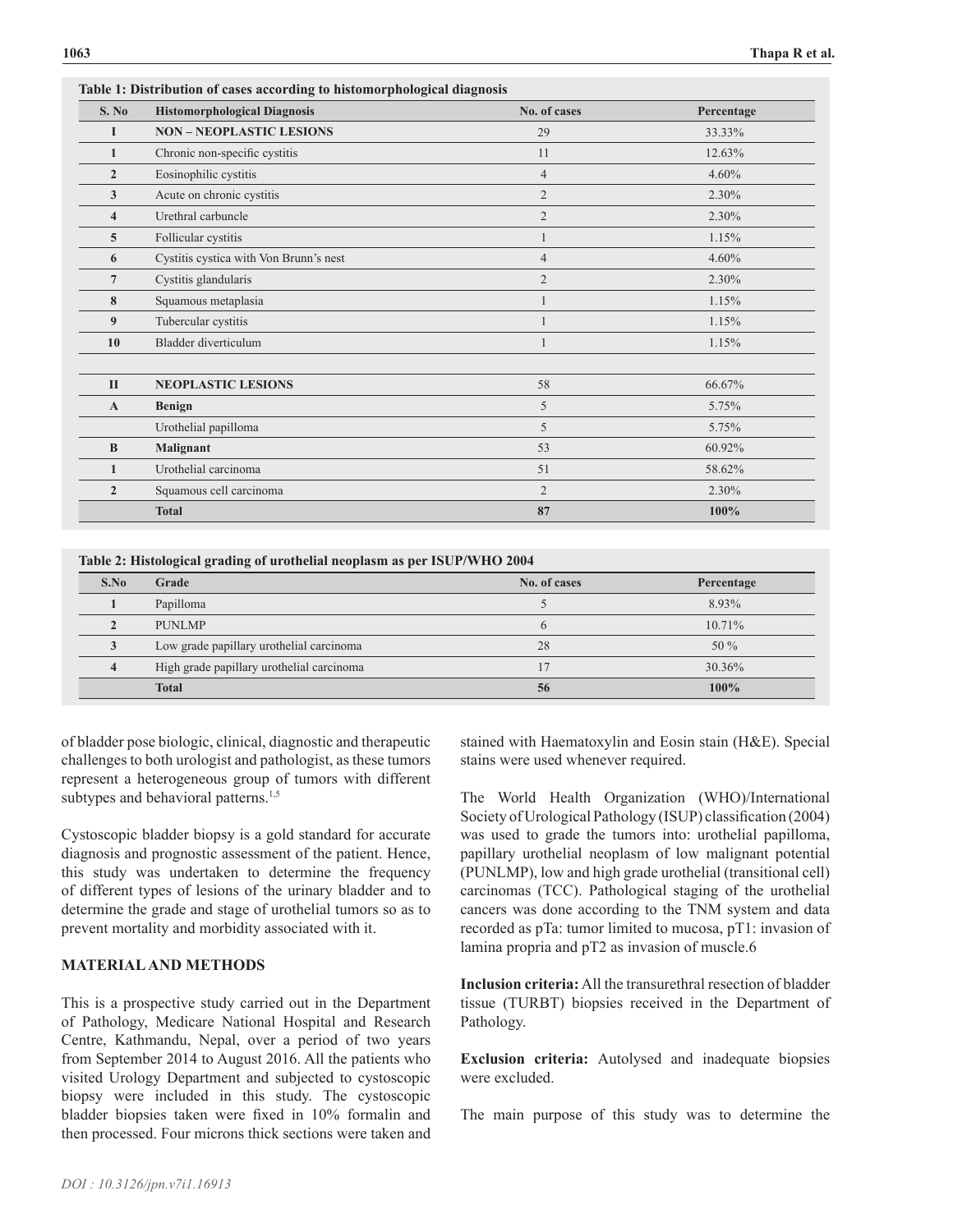**Table 1: Distribution of cases according to histomorphological diagnosis**

| S. No | Histomorphological Diagnosis | No. of cases | Percentage |
|---|---|---|---|
| **I** | **NON – NEOPLASTIC LESIONS** | 29 | 33.33% |
| **1** | Chronic non-specific cystitis | 11 | 12.63% |
| **2** | Eosinophilic cystitis | 4 | 4.60% |
| **3** | Acute on chronic cystitis | 2 | 2.30% |
| **4** | Urethral carbuncle | 2 | 2.30% |
| **5** | Follicular cystitis | 1 | 1.15% |
| **6** | Cystitis cystica with Von Brunn's nest | 4 | 4.60% |
| **7** | Cystitis glandularis | 2 | 2.30% |
| **8** | Squamous metaplasia | 1 | 1.15% |
| **9** | Tubercular cystitis | 1 | 1.15% |
| **10** | Bladder diverticulum | 1 | 1.15% |
| | | | |
| **II** | **NEOPLASTIC LESIONS** | 58 | 66.67% |
| **A** | **Benign** | 5 | 5.75% |
| | Urothelial papilloma | 5 | 5.75% |
| **B** | **Malignant** | 53 | 60.92% |
| **1** | Urothelial carcinoma | 51 | 58.62% |
| **2** | Squamous cell carcinoma | 2 | 2.30% |
| | **Total** | **87** | **100%** |

**Table 2: Histological grading of urothelial neoplasm as per ISUP/WHO 2004**

| S.No | Grade | No. of cases | Percentage |
|---|---|---|---|
| **1** | Papilloma | 5 | 8.93% |
| **2** | PUNLMP | 6 | 10.71% |
| **3** | Low grade papillary urothelial carcinoma | 28 | 50 % |
| **4** | High grade papillary urothelial carcinoma | 17 | 30.36% |
| | **Total** | **56** | **100%** |

of bladder pose biologic, clinical, diagnostic and therapeutic challenges to both urologist and pathologist, as these tumors represent a heterogeneous group of tumors with different subtypes and behavioral patterns.[1,5]

Cystoscopic bladder biopsy is a gold standard for accurate diagnosis and prognostic assessment of the patient. Hence, this study was undertaken to determine the frequency of different types of lesions of the urinary bladder and to determine the grade and stage of urothelial tumors so as to prevent mortality and morbidity associated with it.

## MATERIAL AND METHODS

This is a prospective study carried out in the Department of Pathology, Medicare National Hospital and Research Centre, Kathmandu, Nepal, over a period of two years from September 2014 to August 2016. All the patients who visited Urology Department and subjected to cystoscopic biopsy were included in this study. The cystoscopic bladder biopsies taken were fixed in 10% formalin and then processed. Four microns thick sections were taken and stained with Haematoxylin and Eosin stain (H&E). Special stains were used whenever required.

The World Health Organization (WHO)/International Society of Urological Pathology (ISUP) classification (2004) was used to grade the tumors into: urothelial papilloma, papillary urothelial neoplasm of low malignant potential (PUNLMP), low and high grade urothelial (transitional cell) carcinomas (TCC). Pathological staging of the urothelial cancers was done according to the TNM system and data recorded as pTa: tumor limited to mucosa, pT1: invasion of lamina propria and pT2 as invasion of muscle.6

**Inclusion criteria:** All the transurethral resection of bladder tissue (TURBT) biopsies received in the Department of Pathology.

**Exclusion criteria:** Autolysed and inadequate biopsies were excluded.

The main purpose of this study was to determine the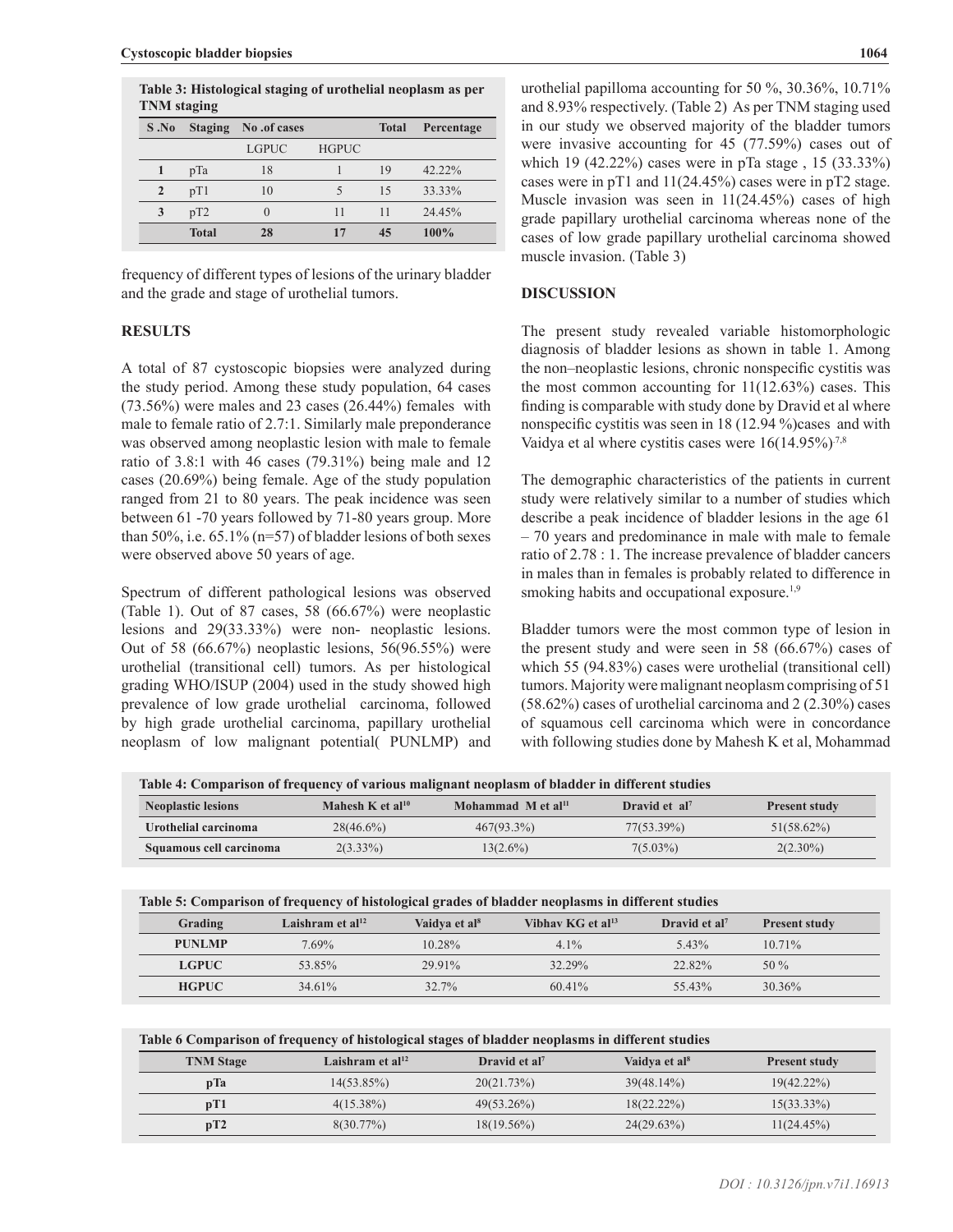**Table 3: Histological staging of urothelial neoplasm as per TNM staging**

| S .No | Staging | No .of cases | | Total | Percentage |
|---|---|---|---|---|---|
| | | LGPUC | HGPUC | | |
| 1 | pTa | 18 | 1 | 19 | 42.22% |
| 2 | pT1 | 10 | 5 | 15 | 33.33% |
| 3 | pT2 | 0 | 11 | 11 | 24.45% |
| | **Total** | **28** | **17** | **45** | **100%** |

frequency of different types of lesions of the urinary bladder and the grade and stage of urothelial tumors.

## RESULTS

A total of 87 cystoscopic biopsies were analyzed during the study period. Among these study population, 64 cases (73.56%) were males and 23 cases (26.44%) females with male to female ratio of 2.7:1. Similarly male preponderance was observed among neoplastic lesion with male to female ratio of 3.8:1 with 46 cases (79.31%) being male and 12 cases (20.69%) being female. Age of the study population ranged from 21 to 80 years. The peak incidence was seen between 61 -70 years followed by 71-80 years group. More than 50%, i.e. 65.1% (n=57) of bladder lesions of both sexes were observed above 50 years of age.

Spectrum of different pathological lesions was observed (Table 1). Out of 87 cases, 58 (66.67%) were neoplastic lesions and 29(33.33%) were non- neoplastic lesions. Out of 58 (66.67%) neoplastic lesions, 56(96.55%) were urothelial (transitional cell) tumors. As per histological grading WHO/ISUP (2004) used in the study showed high prevalence of low grade urothelial carcinoma, followed by high grade urothelial carcinoma, papillary urothelial neoplasm of low malignant potential( PUNLMP) and urothelial papilloma accounting for 50 %, 30.36%, 10.71% and 8.93% respectively. (Table 2) As per TNM staging used in our study we observed majority of the bladder tumors were invasive accounting for 45 (77.59%) cases out of which 19 (42.22%) cases were in pTa stage , 15 (33.33%) cases were in pT1 and 11(24.45%) cases were in pT2 stage. Muscle invasion was seen in 11(24.45%) cases of high grade papillary urothelial carcinoma whereas none of the cases of low grade papillary urothelial carcinoma showed muscle invasion. (Table 3)

## DISCUSSION

The present study revealed variable histomorphologic diagnosis of bladder lesions as shown in table 1. Among the non–neoplastic lesions, chronic nonspecific cystitis was the most common accounting for 11(12.63%) cases. This finding is comparable with study done by Dravid et al where nonspecific cystitis was seen in 18 (12.94 %)cases and with Vaidya et al where cystitis cases were 16(14.95%).[7,8]

The demographic characteristics of the patients in current study were relatively similar to a number of studies which describe a peak incidence of bladder lesions in the age 61 – 70 years and predominance in male with male to female ratio of 2.78 : 1. The increase prevalence of bladder cancers in males than in females is probably related to difference in smoking habits and occupational exposure.[1,9]

Bladder tumors were the most common type of lesion in the present study and were seen in 58 (66.67%) cases of which 55 (94.83%) cases were urothelial (transitional cell) tumors. Majority were malignant neoplasm comprising of 51 (58.62%) cases of urothelial carcinoma and 2 (2.30%) cases of squamous cell carcinoma which were in concordance with following studies done by Mahesh K et al, Mohammad

**Table 4: Comparison of frequency of various malignant neoplasm of bladder in different studies**

| Neoplastic lesions | Mahesh K et al[10] | Mohammad M et al[11] | Dravid et al[7] | Present study |
|---|---|---|---|---|
| **Urothelial carcinoma** | 28(46.6%) | 467(93.3%) | 77(53.39%) | 51(58.62%) |
| **Squamous cell carcinoma** | 2(3.33%) | 13(2.6%) | 7(5.03%) | 2(2.30%) |

**Table 5: Comparison of frequency of histological grades of bladder neoplasms in different studies**

| Grading | Laishram et al[12] | Vaidya et al[8] | Vibhav KG et al[13] | Dravid et al[7] | Present study |
|---|---|---|---|---|---|
| **PUNLMP** | 7.69% | 10.28% | 4.1% | 5.43% | 10.71% |
| **LGPUC** | 53.85% | 29.91% | 32.29% | 22.82% | 50 % |
| **HGPUC** | 34.61% | 32.7% | 60.41% | 55.43% | 30.36% |

**Table 6 Comparison of frequency of histological stages of bladder neoplasms in different studies**

| TNM Stage | Laishram et al[12] | Dravid et al[7] | Vaidya et al[8] | Present study |
|---|---|---|---|---|
| **pTa** | 14(53.85%) | 20(21.73%) | 39(48.14%) | 19(42.22%) |
| **pT1** | 4(15.38%) | 49(53.26%) | 18(22.22%) | 15(33.33%) |
| **pT2** | 8(30.77%) | 18(19.56%) | 24(29.63%) | 11(24.45%) |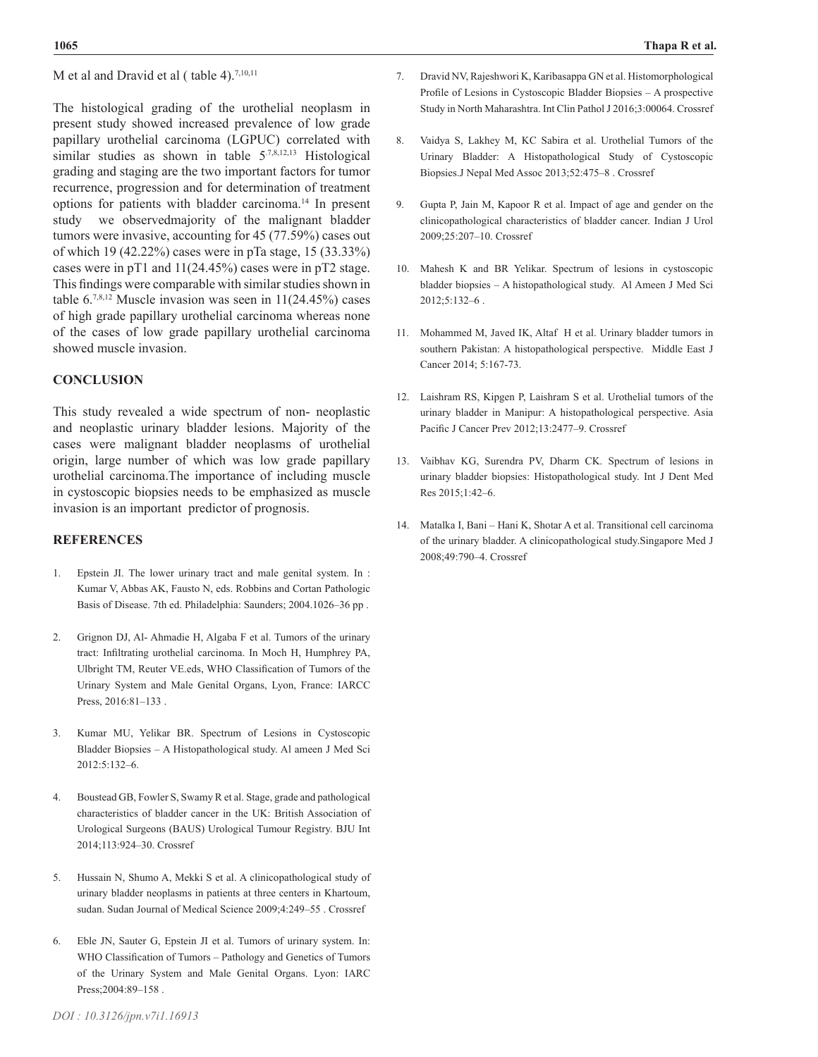M et al and Dravid et al ( table 4).[7,10,11]

The histological grading of the urothelial neoplasm in present study showed increased prevalence of low grade papillary urothelial carcinoma (LGPUC) correlated with similar studies as shown in table 5[7,8,12,13] Histological grading and staging are the two important factors for tumor recurrence, progression and for determination of treatment options for patients with bladder carcinoma.[14] In present study we observedmajority of the malignant bladder tumors were invasive, accounting for 45 (77.59%) cases out of which 19 (42.22%) cases were in pTa stage, 15 (33.33%) cases were in pT1 and 11(24.45%) cases were in pT2 stage. This findings were comparable with similar studies shown in table 6.[7,8,12] Muscle invasion was seen in 11(24.45%) cases of high grade papillary urothelial carcinoma whereas none of the cases of low grade papillary urothelial carcinoma showed muscle invasion.

## CONCLUSION

This study revealed a wide spectrum of non- neoplastic and neoplastic urinary bladder lesions. Majority of the cases were malignant bladder neoplasms of urothelial origin, large number of which was low grade papillary urothelial carcinoma.The importance of including muscle in cystoscopic biopsies needs to be emphasized as muscle invasion is an important predictor of prognosis.

## REFERENCES

1. Epstein JI. The lower urinary tract and male genital system. In : Kumar V, Abbas AK, Fausto N, eds. Robbins and Cortan Pathologic Basis of Disease. 7th ed. Philadelphia: Saunders; 2004.1026–36 pp .
2. Grignon DJ, Al- Ahmadie H, Algaba F et al. Tumors of the urinary tract: Infiltrating urothelial carcinoma. In Moch H, Humphrey PA, Ulbright TM, Reuter VE.eds, WHO Classification of Tumors of the Urinary System and Male Genital Organs, Lyon, France: IARCC Press, 2016:81–133 .
3. Kumar MU, Yelikar BR. Spectrum of Lesions in Cystoscopic Bladder Biopsies – A Histopathological study. Al ameen J Med Sci 2012:5:132–6.
4. Boustead GB, Fowler S, Swamy R et al. Stage, grade and pathological characteristics of bladder cancer in the UK: British Association of Urological Surgeons (BAUS) Urological Tumour Registry. BJU Int 2014;113:924–30. Crossref
5. Hussain N, Shumo A, Mekki S et al. A clinicopathological study of urinary bladder neoplasms in patients at three centers in Khartoum, sudan. Sudan Journal of Medical Science 2009;4:249–55 . Crossref
6. Eble JN, Sauter G, Epstein JI et al. Tumors of urinary system. In: WHO Classification of Tumors – Pathology and Genetics of Tumors of the Urinary System and Male Genital Organs. Lyon: IARC Press;2004:89–158 .
7. Dravid NV, Rajeshwori K, Karibasappa GN et al. Histomorphological Profile of Lesions in Cystoscopic Bladder Biopsies – A prospective Study in North Maharashtra. Int Clin Pathol J 2016;3:00064. Crossref
8. Vaidya S, Lakhey M, KC Sabira et al. Urothelial Tumors of the Urinary Bladder: A Histopathological Study of Cystoscopic Biopsies.J Nepal Med Assoc 2013;52:475–8 . Crossref
9. Gupta P, Jain M, Kapoor R et al. Impact of age and gender on the clinicopathological characteristics of bladder cancer. Indian J Urol 2009;25:207–10. Crossref
10. Mahesh K and BR Yelikar. Spectrum of lesions in cystoscopic bladder biopsies – A histopathological study. Al Ameen J Med Sci 2012;5:132–6 .
11. Mohammed M, Javed IK, Altaf H et al. Urinary bladder tumors in southern Pakistan: A histopathological perspective. Middle East J Cancer 2014; 5:167-73.
12. Laishram RS, Kipgen P, Laishram S et al. Urothelial tumors of the urinary bladder in Manipur: A histopathological perspective. Asia Pacific J Cancer Prev 2012;13:2477–9. Crossref
13. Vaibhav KG, Surendra PV, Dharm CK. Spectrum of lesions in urinary bladder biopsies: Histopathological study. Int J Dent Med Res 2015;1:42–6.
14. Matalka I, Bani – Hani K, Shotar A et al. Transitional cell carcinoma of the urinary bladder. A clinicopathological study.Singapore Med J 2008;49:790–4. Crossref